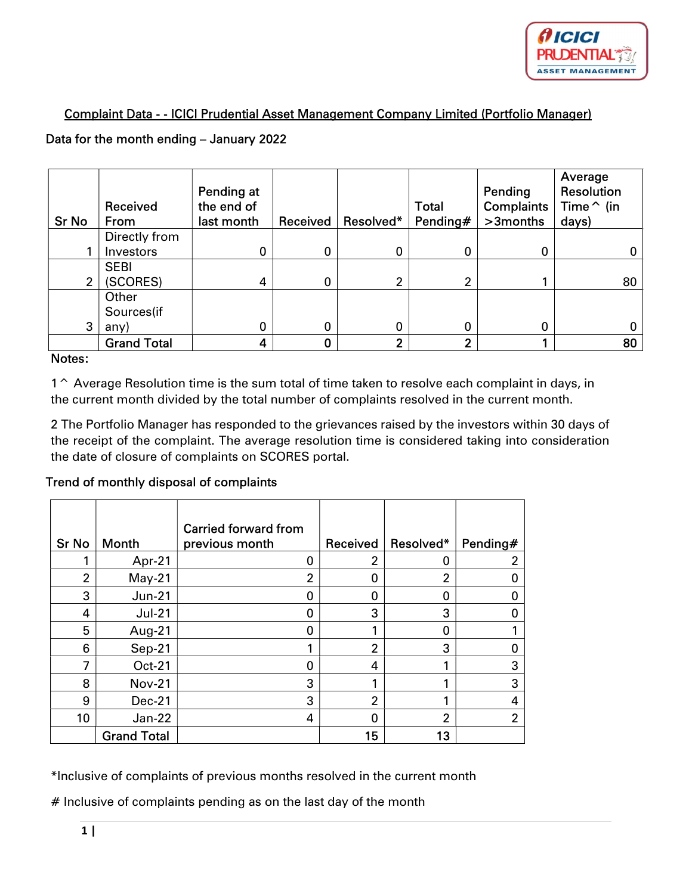## Complaint Data - - ICICI Prudential Asset Management Company Limited (Portfolio Manager)

Data for the month ending – January 2022

| Sr No | Received From | Pending at the end of last month | Received | Resolved* | Total Pending# | Pending Complaints >3months | Average Resolution Time^ (in days) |
|---|---|---|---|---|---|---|---|
| 1 | Directly from Investors | 0 | 0 | 0 | 0 | 0 | 0 |
| 2 | SEBI (SCORES) | 4 | 0 | 2 | 2 | 1 | 80 |
| 3 | Other Sources(if any) | 0 | 0 | 0 | 0 | 0 | 0 |
| | Grand Total | 4 | 0 | 2 | 2 | 1 | 80 |

Notes:

1 ^ Average Resolution time is the sum total of time taken to resolve each complaint in days, in the current month divided by the total number of complaints resolved in the current month.

2 The Portfolio Manager has responded to the grievances raised by the investors within 30 days of the receipt of the complaint. The average resolution time is considered taking into consideration the date of closure of complaints on SCORES portal.

Trend of monthly disposal of complaints

| Sr No | Month | Carried forward from previous month | Received | Resolved* | Pending# |
|---|---|---|---|---|---|
| 1 | Apr-21 | 0 | 2 | 0 | 2 |
| 2 | May-21 | 2 | 0 | 2 | 0 |
| 3 | Jun-21 | 0 | 0 | 0 | 0 |
| 4 | Jul-21 | 0 | 3 | 3 | 0 |
| 5 | Aug-21 | 0 | 1 | 0 | 1 |
| 6 | Sep-21 | 1 | 2 | 3 | 0 |
| 7 | Oct-21 | 0 | 4 | 1 | 3 |
| 8 | Nov-21 | 3 | 1 | 1 | 3 |
| 9 | Dec-21 | 3 | 2 | 1 | 4 |
| 10 | Jan-22 | 4 | 0 | 2 | 2 |
| | Grand Total | | 15 | 13 | |

*Inclusive of complaints of previous months resolved in the current month

# Inclusive of complaints pending as on the last day of the month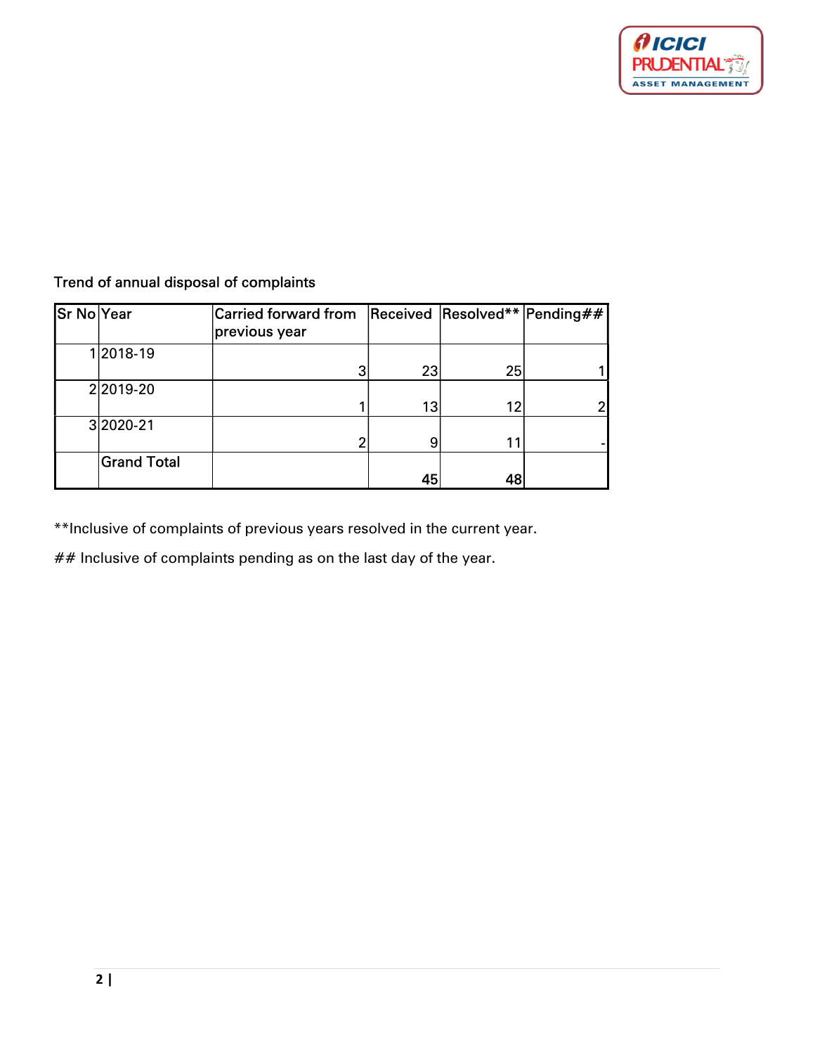Trend of annual disposal of complaints

| Sr No | Year | Carried forward from previous year | Received | Resolved** | Pending## |
|---|---|---|---|---|---|
| 1 | 2018-19 | 3 | 23 | 25 | 1 |
| 2 | 2019-20 | 1 | 13 | 12 | 2 |
| 3 | 2020-21 | 2 | 9 | 11 | - |
| | Grand Total | | 45 | 48 | |

**Inclusive of complaints of previous years resolved in the current year.

## Inclusive of complaints pending as on the last day of the year.